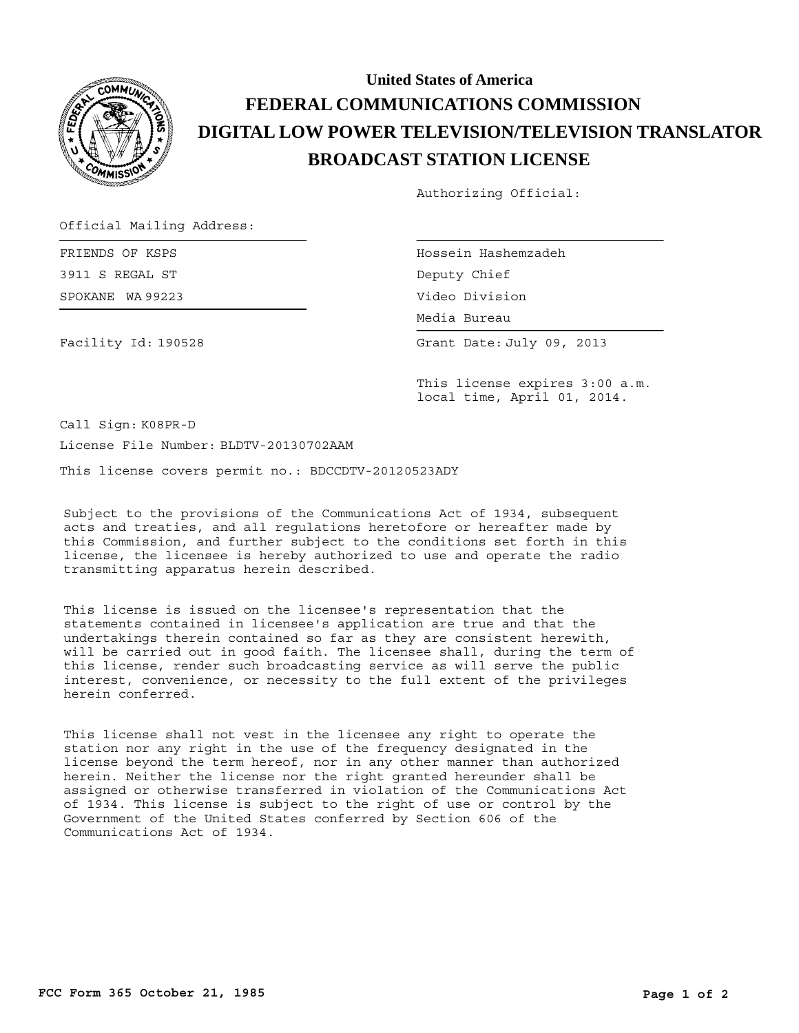# United States of America

# FEDERAL COMMUNICATIONS COMMISSION

# DIGITAL LOW POWER TELEVISION/TELEVISION TRANSLATOR

# BROADCAST STATION LICENSE

Authorizing Official:

Official Mailing Address:

FRIENDS OF KSPS
3911 S REGAL ST
SPOKANE WA 99223

Hossein Hashemzadeh
Deputy Chief
Video Division
Media Bureau

Facility Id: 190528

Grant Date: July 09, 2013

This license expires 3:00 a.m. local time, April 01, 2014.

Call Sign: K08PR-D

License File Number: BLDTV-20130702AAM

This license covers permit no.: BDCCDTV-20120523ADY

Subject to the provisions of the Communications Act of 1934, subsequent acts and treaties, and all regulations heretofore or hereafter made by this Commission, and further subject to the conditions set forth in this license, the licensee is hereby authorized to use and operate the radio transmitting apparatus herein described.

This license is issued on the licensee's representation that the statements contained in licensee's application are true and that the undertakings therein contained so far as they are consistent herewith, will be carried out in good faith. The licensee shall, during the term of this license, render such broadcasting service as will serve the public interest, convenience, or necessity to the full extent of the privileges herein conferred.

This license shall not vest in the licensee any right to operate the station nor any right in the use of the frequency designated in the license beyond the term hereof, nor in any other manner than authorized herein. Neither the license nor the right granted hereunder shall be assigned or otherwise transferred in violation of the Communications Act of 1934. This license is subject to the right of use or control by the Government of the United States conferred by Section 606 of the Communications Act of 1934.

FCC Form 365 October 21, 1985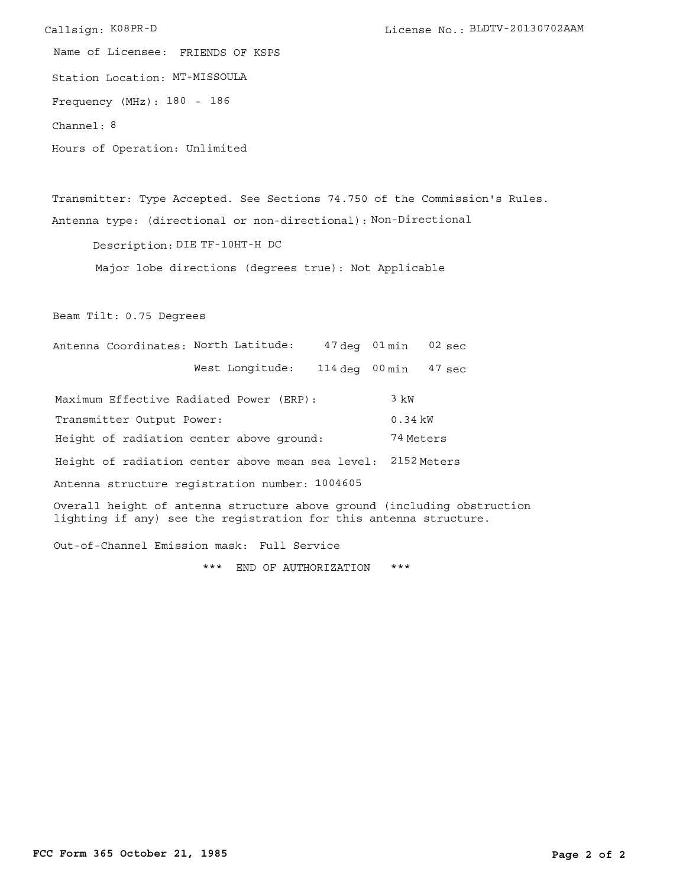Callsign: K08PR-D

License No.: BLDTV-20130702AAM

Name of Licensee: FRIENDS OF KSPS

Station Location: MT-MISSOULA

Frequency (MHz): 180 - 186

Channel: 8

Hours of Operation: Unlimited

Transmitter: Type Accepted. See Sections 74.750 of the Commission's Rules.

Antenna type: (directional or non-directional): Non-Directional

Description: DIE TF-10HT-H DC

Major lobe directions (degrees true): Not Applicable

Beam Tilt: 0.75 Degrees

Antenna Coordinates: North Latitude: 47 deg 01 min 02 sec

West Longitude: 114 deg 00 min 47 sec

| | |
|---|---|
| Maximum Effective Radiated Power (ERP): | 3 kW |
| Transmitter Output Power: | 0.34 kW |
| Height of radiation center above ground: | 74 Meters |
| Height of radiation center above mean sea level: | 2152 Meters |

Antenna structure registration number: 1004605

Overall height of antenna structure above ground (including obstruction lighting if any) see the registration for this antenna structure.

Out-of-Channel Emission mask: Full Service

*** END OF AUTHORIZATION ***

FCC Form 365 October 21, 1985